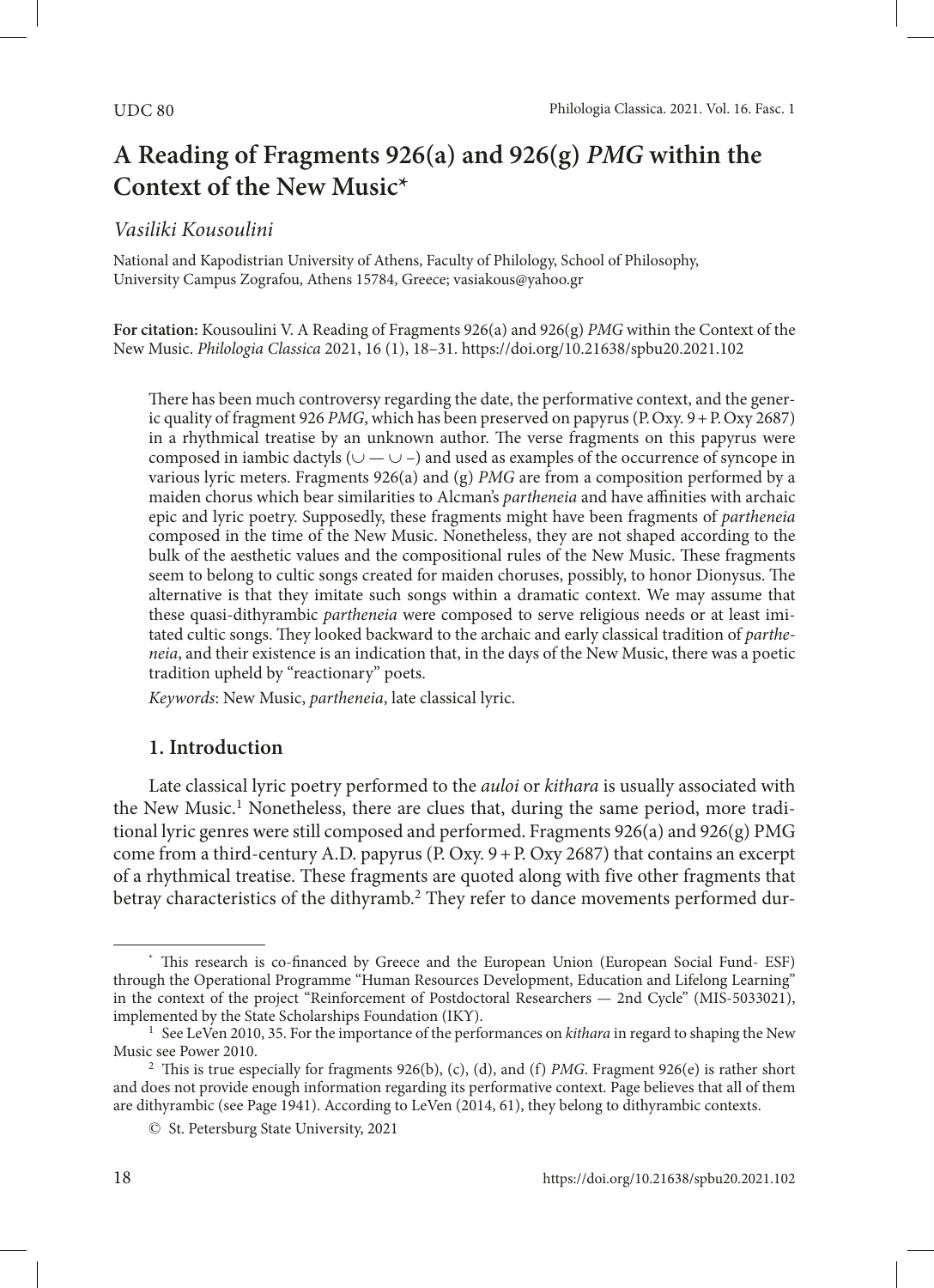UDC 80

# A Reading of Fragments 926(a) and 926(g) *PMG* within the Context of the New Music*

*Vasiliki Kousoulini*

National and Kapodistrian University of Athens, Faculty of Philology, School of Philosophy, University Campus Zografou, Athens 15784, Greece; vasiakous@yahoo.gr

**For citation:** Kousoulini V. A Reading of Fragments 926(a) and 926(g) *PMG* within the Context of the New Music. *Philologia Classica* 2021, 16 (1), 18–31. https://doi.org/10.21638/spbu20.2021.102

There has been much controversy regarding the date, the performative context, and the generic quality of fragment 926 *PMG*, which has been preserved on papyrus (P. Oxy. 9 + P. Oxy 2687) in a rhythmical treatise by an unknown author. The verse fragments on this papyrus were composed in iambic dactyls (∪ — ∪ –) and used as examples of the occurrence of syncope in various lyric meters. Fragments 926(a) and (g) *PMG* are from a composition performed by a maiden chorus which bear similarities to Alcman's *partheneia* and have affinities with archaic epic and lyric poetry. Supposedly, these fragments might have been fragments of *partheneia* composed in the time of the New Music. Nonetheless, they are not shaped according to the bulk of the aesthetic values and the compositional rules of the New Music. These fragments seem to belong to cultic songs created for maiden choruses, possibly, to honor Dionysus. The alternative is that they imitate such songs within a dramatic context. We may assume that these quasi-dithyrambic *partheneia* were composed to serve religious needs or at least imitated cultic songs. They looked backward to the archaic and early classical tradition of *partheneia*, and their existence is an indication that, in the days of the New Music, there was a poetic tradition upheld by "reactionary" poets.

*Keywords*: New Music, *partheneia*, late classical lyric.

## 1. Introduction

Late classical lyric poetry performed to the *auloi* or *kithara* is usually associated with the New Music.[1] Nonetheless, there are clues that, during the same period, more traditional lyric genres were still composed and performed. Fragments 926(a) and 926(g) PMG come from a third-century A.D. papyrus (P. Oxy. 9 + P. Oxy 2687) that contains an excerpt of a rhythmical treatise. These fragments are quoted along with five other fragments that betray characteristics of the dithyramb.[2] They refer to dance movements performed dur-

---

\* This research is co-financed by Greece and the European Union (European Social Fund- ESF) through the Operational Programme "Human Resources Development, Education and Lifelong Learning" in the context of the project "Reinforcement of Postdoctoral Researchers — 2nd Cycle" (MIS-5033021), implemented by the State Scholarships Foundation (IKY).

[1] See LeVen 2010, 35. For the importance of the performances on *kithara* in regard to shaping the New Music see Power 2010.

[2] This is true especially for fragments 926(b), (c), (d), and (f) *PMG*. Fragment 926(e) is rather short and does not provide enough information regarding its performative context. Page believes that all of them are dithyrambic (see Page 1941). According to LeVen (2014, 61), they belong to dithyrambic contexts.

© St. Petersburg State University, 2021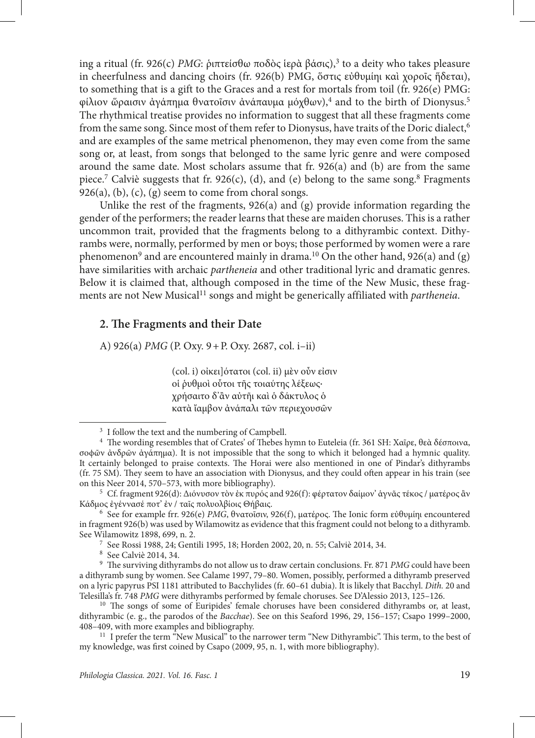ing a ritual (fr. 926(c) *PMG*: ῥιπτείσθω ποδὸς ἱερὰ βάσις),[3] to a deity who takes pleasure in cheerfulness and dancing choirs (fr. 926(b) PMG, ὅστις εὐθυμίηι καὶ χοροῖς ἥδεται), to something that is a gift to the Graces and a rest for mortals from toil (fr. 926(e) PMG: φίλιον ὥραισιν ἀγάπημα θνατοῖσιν ἀνάπαυμα μόχθων),[4] and to the birth of Dionysus.[5] The rhythmical treatise provides no information to suggest that all these fragments come from the same song. Since most of them refer to Dionysus, have traits of the Doric dialect,[6] and are examples of the same metrical phenomenon, they may even come from the same song or, at least, from songs that belonged to the same lyric genre and were composed around the same date. Most scholars assume that fr. 926(a) and (b) are from the same piece.[7] Calvié suggests that fr. 926(c), (d), and (e) belong to the same song.[8] Fragments 926(a), (b), (c), (g) seem to come from choral songs.

Unlike the rest of the fragments, 926(a) and (g) provide information regarding the gender of the performers; the reader learns that these are maiden choruses. This is a rather uncommon trait, provided that the fragments belong to a dithyrambic context. Dithyrambs were, normally, performed by men or boys; those performed by women were a rare phenomenon[9] and are encountered mainly in drama.[10] On the other hand, 926(a) and (g) have similarities with archaic *partheneia* and other traditional lyric and dramatic genres. Below it is claimed that, although composed in the time of the New Music, these fragments are not New Musical[11] songs and might be generically affiliated with *partheneia*.

## 2. The Fragments and their Date

A) 926(a) *PMG* (P. Oxy. 9 + P. Oxy. 2687, col. i–ii)

> (col. i) οἰκει]ότατοι (col. ii) μὲν οὖν εἰσιν
> οἱ ῥυθμοὶ οὗτοι τῆς τοιαύτης λέξεως·
> χρήσαιτο δ᾽ἂν αὐτῆι καὶ ὁ δάκτυλος ὁ
> κατὰ ἴαμβον ἀνάπαλι τῶν περιεχουσῶν

---

[3] I follow the text and the numbering of Campbell.

[4] The wording resembles that of Crates' of Thebes hymn to Euteleia (fr. 361 SH: Χαῖρε, θεὰ δέσποινα, σοφῶν ἀνδρῶν ἀγάπημα). It is not impossible that the song to which it belonged had a hymnic quality. It certainly belonged to praise contexts. The Horai were also mentioned in one of Pindar's dithyrambs (fr. 75 SM). They seem to have an association with Dionysus, and they could often appear in his train (see on this Neer 2014, 570–573, with more bibliography).

[5] Cf. fragment 926(d): Διόνυσον τὸν ἐκ πυρός and 926(f): φέρτατον δαίμον᾽ ἁγνᾶς τέκος / ματέρος ἂν Κάδμος ἐγέννασέ ποτ᾽ ἐν / ταῖς πολυολβίοις Θήβαις.

[6] See for example frr. 926(e) *PMG*, θνατοῖσιν, 926(f), ματέρος. The Ionic form εὐθυμίηι encountered in fragment 926(b) was used by Wilamowitz as evidence that this fragment could not belong to a dithyramb. See Wilamowitz 1898, 699, n. 2.

[7] See Rossi 1988, 24; Gentili 1995, 18; Horden 2002, 20, n. 55; Calvié 2014, 34.

[8] See Calvié 2014, 34.

[9] The surviving dithyrambs do not allow us to draw certain conclusions. Fr. 871 *PMG* could have been a dithyramb sung by women. See Calame 1997, 79–80. Women, possibly, performed a dithyramb preserved on a lyric papyrus PSI 1181 attributed to Bacchylides (fr. 60–61 dubia). It is likely that Bacchyl. *Dith.* 20 and Telesilla's fr. 748 *PMG* were dithyrambs performed by female choruses. See D'Alessio 2013, 125–126.

[10] The songs of some of Euripides' female choruses have been considered dithyrambs or, at least, dithyrambic (e. g., the parodos of the *Bacchae*). See on this Seaford 1996, 29, 156–157; Csapo 1999–2000, 408–409, with more examples and bibliography.

[11] I prefer the term "New Musical" to the narrower term "New Dithyrambic". This term, to the best of my knowledge, was first coined by Csapo (2009, 95, n. 1, with more bibliography).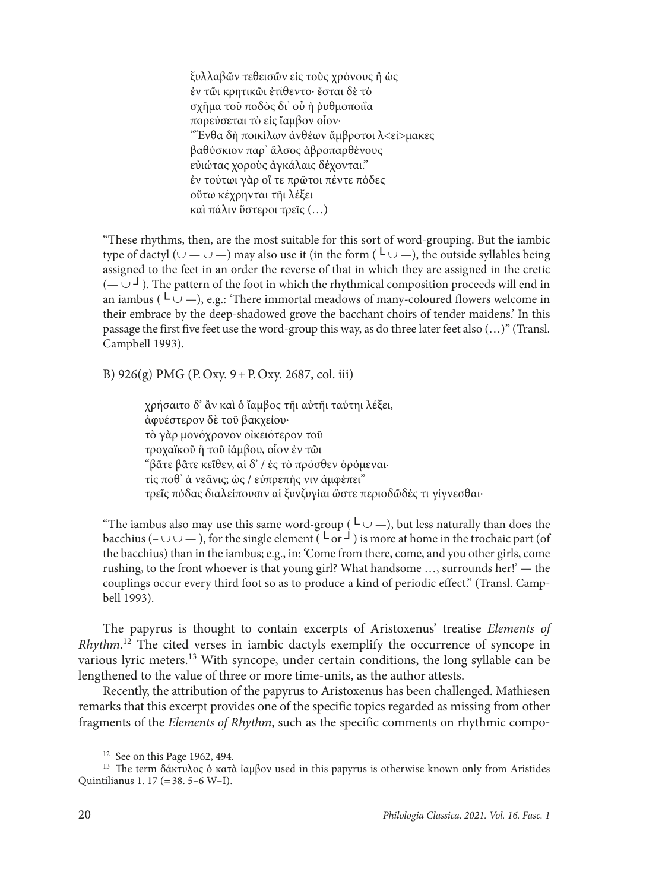ξυλλαβῶν τεθεισῶν εἰς τοὺς χρόνους ἢ ὡς
ἐν τῶι κρητικῶι ἐτίθεντο· ἔσται δὲ τὸ
σχῆμα τοῦ ποδὸς δι᾽ οὗ ἡ ῥυθμοποιΐα
πορεύσεται τὸ εἰς ἴαμβον οἷον·
"Ἔνθα δὴ ποικίλων ἀνθέων ἄμβροτοι λ<εί>μακες
βαθύσκιον παρ᾽ ἄλσος ἀβροπαρθένους
εὐιώτας χοροὺς ἀγκάλαις δέχονται."
ἐν τούτωι γὰρ οἵ τε πρῶτοι πέντε πόδες
οὕτω κέχρηνται τῆι λέξει
καὶ πάλιν ὕστεροι τρεῖς (…)

"These rhythms, then, are the most suitable for this sort of word-grouping. But the iambic type of dactyl (∪ — ∪ —) may also use it (in the form ( ┗ ∪ —), the outside syllables being assigned to the feet in an order the reverse of that in which they are assigned in the cretic (— ∪ ┛). The pattern of the foot in which the rhythmical composition proceeds will end in an iambus ( ┗ ∪ —), e.g.: 'There immortal meadows of many-coloured flowers welcome in their embrace by the deep-shadowed grove the bacchant choirs of tender maidens.' In this passage the first five feet use the word-group this way, as do three later feet also (…)" (Transl. Campbell 1993).

B) 926(g) PMG (P. Oxy. 9 + P. Oxy. 2687, col. iii)

χρήσαιτο δ᾽ ἂν καὶ ὁ ἴαμβος τῆι αὐτῆι ταύτηι λέξει,
ἀφυέστερον δὲ τοῦ βακχείου·
τὸ γὰρ μονόχρονον οἰκειότερον τοῦ
τροχαϊκοῦ ἢ τοῦ ἰάμβου, οἷον ἐν τῶι
"βᾶτε βᾶτε κεῖθεν, αἱ δ᾽ / ἐς τὸ πρόσθεν ὀρόμεναι·
τίς ποθ᾽ ἁ νεᾶνις; ὡς / εὐπρεπής νιν ἀμφέπει"
τρεῖς πόδας διαλείπουσιν αἱ ξυνζυγίαι ὥστε περιοδῶδές τι γίγνεσθαι·

"The iambus also may use this same word-group ( ┗ ∪ —), but less naturally than does the bacchius (– ∪ ∪ — ), for the single element ( ┗ or ┛ ) is more at home in the trochaic part (of the bacchius) than in the iambus; e.g., in: 'Come from there, come, and you other girls, come rushing, to the front whoever is that young girl? What handsome …, surrounds her!' — the couplings occur every third foot so as to produce a kind of periodic effect." (Transl. Campbell 1993).

The papyrus is thought to contain excerpts of Aristoxenus' treatise *Elements of Rhythm*.[12] The cited verses in iambic dactyls exemplify the occurrence of syncope in various lyric meters.[13] With syncope, under certain conditions, the long syllable can be lengthened to the value of three or more time-units, as the author attests.

Recently, the attribution of the papyrus to Aristoxenus has been challenged. Mathiesen remarks that this excerpt provides one of the specific topics regarded as missing from other fragments of the *Elements of Rhythm*, such as the specific comments on rhythmic compo-

[12] See on this Page 1962, 494.

[13] The term δάκτυλος ὁ κατὰ ἴαμβον used in this papyrus is otherwise known only from Aristides Quintilianus 1. 17 (= 38. 5–6 W–I).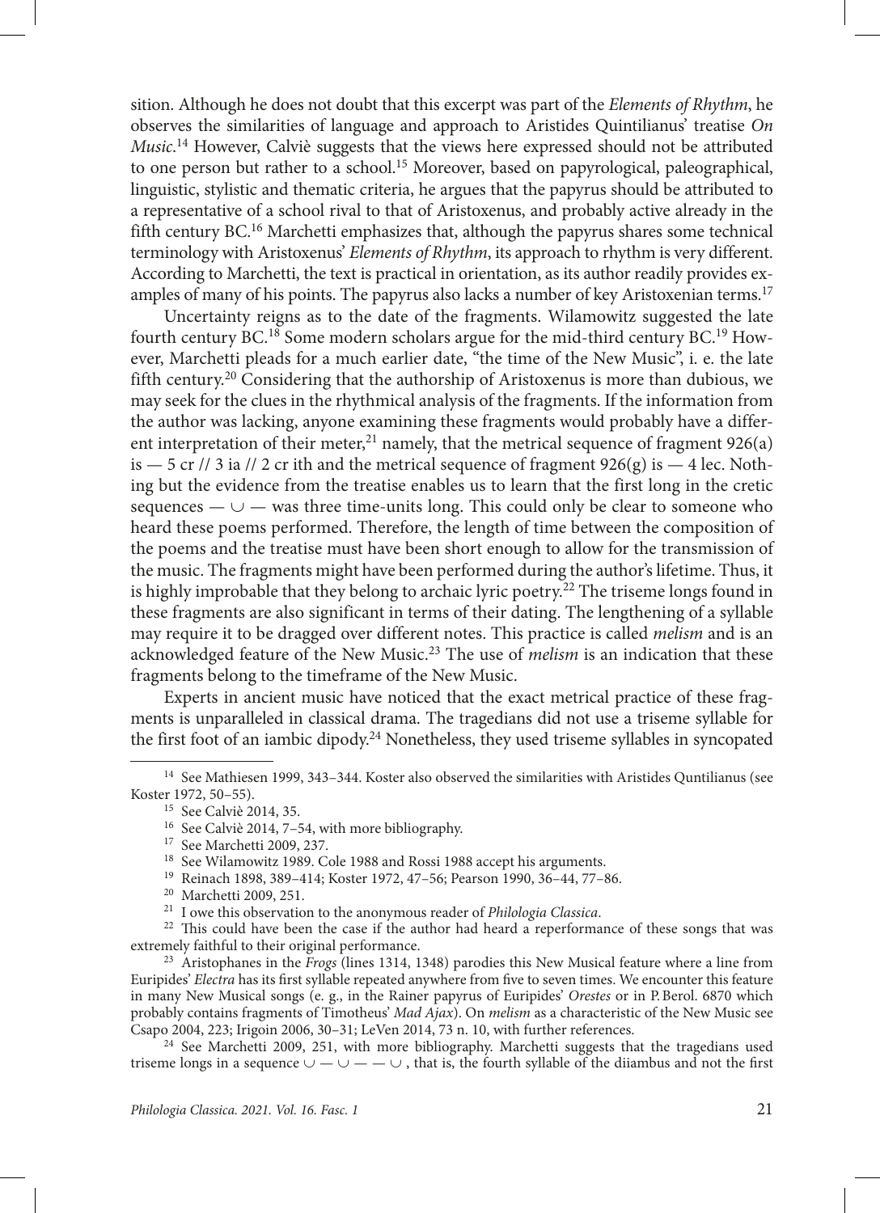sition. Although he does not doubt that this excerpt was part of the *Elements of Rhythm*, he observes the similarities of language and approach to Aristides Quintilianus' treatise *On Music*.[14] However, Calviè suggests that the views here expressed should not be attributed to one person but rather to a school.[15] Moreover, based on papyrological, paleographical, linguistic, stylistic and thematic criteria, he argues that the papyrus should be attributed to a representative of a school rival to that of Aristoxenus, and probably active already in the fifth century BC.[16] Marchetti emphasizes that, although the papyrus shares some technical terminology with Aristoxenus' *Elements of Rhythm*, its approach to rhythm is very different. According to Marchetti, the text is practical in orientation, as its author readily provides examples of many of his points. The papyrus also lacks a number of key Aristoxenian terms.[17]

Uncertainty reigns as to the date of the fragments. Wilamowitz suggested the late fourth century BC.[18] Some modern scholars argue for the mid-third century BC.[19] However, Marchetti pleads for a much earlier date, "the time of the New Music", i. e. the late fifth century.[20] Considering that the authorship of Aristoxenus is more than dubious, we may seek for the clues in the rhythmical analysis of the fragments. If the information from the author was lacking, anyone examining these fragments would probably have a different interpretation of their meter,[21] namely, that the metrical sequence of fragment 926(a) is — 5 cr // 3 ia // 2 cr ith and the metrical sequence of fragment 926(g) is — 4 lec. Nothing but the evidence from the treatise enables us to learn that the first long in the cretic sequences — ∪ — was three time-units long. This could only be clear to someone who heard these poems performed. Therefore, the length of time between the composition of the poems and the treatise must have been short enough to allow for the transmission of the music. The fragments might have been performed during the author's lifetime. Thus, it is highly improbable that they belong to archaic lyric poetry.[22] The triseme longs found in these fragments are also significant in terms of their dating. The lengthening of a syllable may require it to be dragged over different notes. This practice is called *melism* and is an acknowledged feature of the New Music.[23] The use of *melism* is an indication that these fragments belong to the timeframe of the New Music.

Experts in ancient music have noticed that the exact metrical practice of these fragments is unparalleled in classical drama. The tragedians did not use a triseme syllable for the first foot of an iambic dipody.[24] Nonetheless, they used triseme syllables in syncopated

---

[14] See Mathiesen 1999, 343–344. Koster also observed the similarities with Aristides Quntilianus (see Koster 1972, 50–55).

[15] See Calviè 2014, 35.

[16] See Calviè 2014, 7–54, with more bibliography.

[17] See Marchetti 2009, 237.

[18] See Wilamowitz 1989. Cole 1988 and Rossi 1988 accept his arguments.

[19] Reinach 1898, 389–414; Koster 1972, 47–56; Pearson 1990, 36–44, 77–86.

[20] Marchetti 2009, 251.

[21] I owe this observation to the anonymous reader of *Philologia Classica*.

[22] This could have been the case if the author had heard a reperformance of these songs that was extremely faithful to their original performance.

[23] Aristophanes in the *Frogs* (lines 1314, 1348) parodies this New Musical feature where a line from Euripides' *Electra* has its first syllable repeated anywhere from five to seven times. We encounter this feature in many New Musical songs (e. g., in the Rainer papyrus of Euripides' *Orestes* or in P. Berol. 6870 which probably contains fragments of Timotheus' *Mad Ajax*). On *melism* as a characteristic of the New Music see Csapo 2004, 223; Irigoin 2006, 30–31; LeVen 2014, 73 n. 10, with further references.

[24] See Marchetti 2009, 251, with more bibliography. Marchetti suggests that the tragedians used triseme longs in a sequence ∪ — ∪ — — ∪ , that is, the fourth syllable of the diiambus and not the first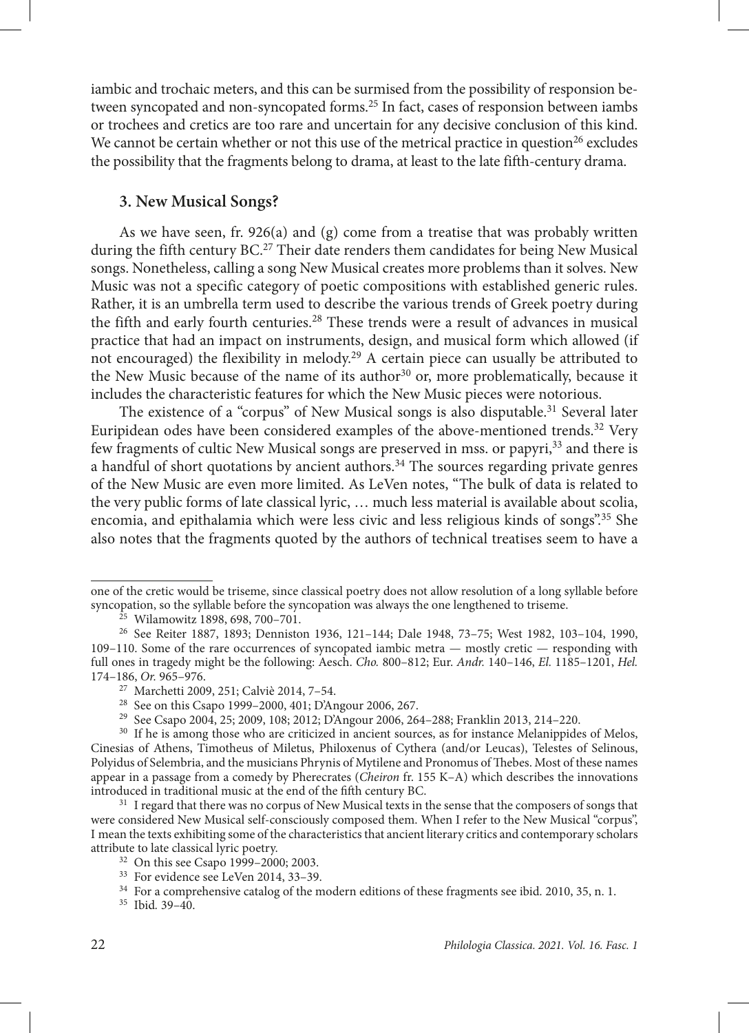iambic and trochaic meters, and this can be surmised from the possibility of responsion between syncopated and non-syncopated forms.[25] In fact, cases of responsion between iambs or trochees and cretics are too rare and uncertain for any decisive conclusion of this kind. We cannot be certain whether or not this use of the metrical practice in question[26] excludes the possibility that the fragments belong to drama, at least to the late fifth-century drama.

### 3. New Musical Songs?

As we have seen, fr. 926(a) and (g) come from a treatise that was probably written during the fifth century BC.[27] Their date renders them candidates for being New Musical songs. Nonetheless, calling a song New Musical creates more problems than it solves. New Music was not a specific category of poetic compositions with established generic rules. Rather, it is an umbrella term used to describe the various trends of Greek poetry during the fifth and early fourth centuries.[28] These trends were a result of advances in musical practice that had an impact on instruments, design, and musical form which allowed (if not encouraged) the flexibility in melody.[29] A certain piece can usually be attributed to the New Music because of the name of its author[30] or, more problematically, because it includes the characteristic features for which the New Music pieces were notorious.

The existence of a "corpus" of New Musical songs is also disputable.[31] Several later Euripidean odes have been considered examples of the above-mentioned trends.[32] Very few fragments of cultic New Musical songs are preserved in mss. or papyri,[33] and there is a handful of short quotations by ancient authors.[34] The sources regarding private genres of the New Music are even more limited. As LeVen notes, "The bulk of data is related to the very public forms of late classical lyric, … much less material is available about scolia, encomia, and epithalamia which were less civic and less religious kinds of songs".[35] She also notes that the fragments quoted by the authors of technical treatises seem to have a

---

one of the cretic would be triseme, since classical poetry does not allow resolution of a long syllable before syncopation, so the syllable before the syncopation was always the one lengthened to triseme.

[25] Wilamowitz 1898, 698, 700–701.

[26] See Reiter 1887, 1893; Denniston 1936, 121–144; Dale 1948, 73–75; West 1982, 103–104, 1990, 109–110. Some of the rare occurrences of syncopated iambic metra — mostly cretic — responding with full ones in tragedy might be the following: Aesch. *Cho.* 800–812; Eur. *Andr.* 140–146, *El.* 1185–1201, *Hel.* 174–186, *Or.* 965–976.

[27] Marchetti 2009, 251; Calviè 2014, 7–54.

[28] See on this Csapo 1999–2000, 401; D'Angour 2006, 267.

[29] See Csapo 2004, 25; 2009, 108; 2012; D'Angour 2006, 264–288; Franklin 2013, 214–220.

[30] If he is among those who are criticized in ancient sources, as for instance Melanippides of Melos, Cinesias of Athens, Timotheus of Miletus, Philoxenus of Cythera (and/or Leucas), Telestes of Selinous, Polyidus of Selembria, and the musicians Phrynis of Mytilene and Pronomus of Thebes. Most of these names appear in a passage from a comedy by Pherecrates (*Cheiron* fr. 155 K–A) which describes the innovations introduced in traditional music at the end of the fifth century BC.

[31] I regard that there was no corpus of New Musical texts in the sense that the composers of songs that were considered New Musical self-consciously composed them. When I refer to the New Musical "corpus", I mean the texts exhibiting some of the characteristics that ancient literary critics and contemporary scholars attribute to late classical lyric poetry.

[32] On this see Csapo 1999–2000; 2003.

[33] For evidence see LeVen 2014, 33–39.

[34] For a comprehensive catalog of the modern editions of these fragments see ibid. 2010, 35, n. 1.

[35] Ibid. 39–40.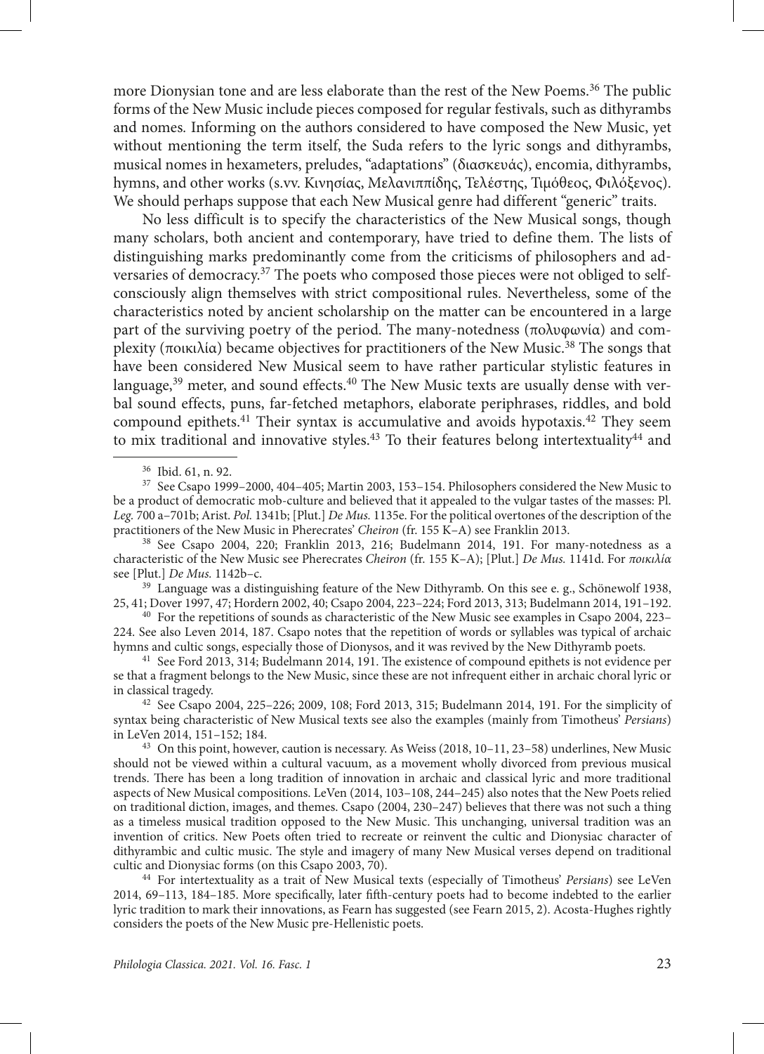more Dionysian tone and are less elaborate than the rest of the New Poems.[36] The public forms of the New Music include pieces composed for regular festivals, such as dithyrambs and nomes. Informing on the authors considered to have composed the New Music, yet without mentioning the term itself, the Suda refers to the lyric songs and dithyrambs, musical nomes in hexameters, preludes, "adaptations" (διασκευάς), encomia, dithyrambs, hymns, and other works (s.vv. Κινησίας, Μελανιππίδης, Τελέστης, Τιμόθεος, Φιλόξενος). We should perhaps suppose that each New Musical genre had different "generic" traits.

No less difficult is to specify the characteristics of the New Musical songs, though many scholars, both ancient and contemporary, have tried to define them. The lists of distinguishing marks predominantly come from the criticisms of philosophers and adversaries of democracy.[37] The poets who composed those pieces were not obliged to self-consciously align themselves with strict compositional rules. Nevertheless, some of the characteristics noted by ancient scholarship on the matter can be encountered in a large part of the surviving poetry of the period. The many-notedness (πολυφωνία) and complexity (ποικιλία) became objectives for practitioners of the New Music.[38] The songs that have been considered New Musical seem to have rather particular stylistic features in language,[39] meter, and sound effects.[40] The New Music texts are usually dense with verbal sound effects, puns, far-fetched metaphors, elaborate periphrases, riddles, and bold compound epithets.[41] Their syntax is accumulative and avoids hypotaxis.[42] They seem to mix traditional and innovative styles.[43] To their features belong intertextuality[44] and

---

[36] Ibid. 61, n. 92.

[37] See Csapo 1999–2000, 404–405; Martin 2003, 153–154. Philosophers considered the New Music to be a product of democratic mob-culture and believed that it appealed to the vulgar tastes of the masses: Pl. *Leg.* 700 a–701b; Arist. *Pol.* 1341b; [Plut.] *De Mus.* 1135e. For the political overtones of the description of the practitioners of the New Music in Pherecrates' *Cheiron* (fr. 155 K–A) see Franklin 2013.

[38] See Csapo 2004, 220; Franklin 2013, 216; Budelmann 2014, 191. For many-notedness as a characteristic of the New Music see Pherecrates *Cheiron* (fr. 155 K–A); [Plut.] *De Mus.* 1141d. For *ποικιλία* see [Plut.] *De Mus.* 1142b–c.

[39] Language was a distinguishing feature of the New Dithyramb. On this see e. g., Schönewolf 1938, 25, 41; Dover 1997, 47; Hordern 2002, 40; Csapo 2004, 223–224; Ford 2013, 313; Budelmann 2014, 191–192.

[40] For the repetitions of sounds as characteristic of the New Music see examples in Csapo 2004, 223–224. See also Leven 2014, 187. Csapo notes that the repetition of words or syllables was typical of archaic hymns and cultic songs, especially those of Dionysos, and it was revived by the New Dithyramb poets.

[41] See Ford 2013, 314; Budelmann 2014, 191. The existence of compound epithets is not evidence per se that a fragment belongs to the New Music, since these are not infrequent either in archaic choral lyric or in classical tragedy.

[42] See Csapo 2004, 225–226; 2009, 108; Ford 2013, 315; Budelmann 2014, 191. For the simplicity of syntax being characteristic of New Musical texts see also the examples (mainly from Timotheus' *Persians*) in LeVen 2014, 151–152; 184.

[43] On this point, however, caution is necessary. As Weiss (2018, 10–11, 23–58) underlines, New Music should not be viewed within a cultural vacuum, as a movement wholly divorced from previous musical trends. There has been a long tradition of innovation in archaic and classical lyric and more traditional aspects of New Musical compositions. LeVen (2014, 103–108, 244–245) also notes that the New Poets relied on traditional diction, images, and themes. Csapo (2004, 230–247) believes that there was not such a thing as a timeless musical tradition opposed to the New Music. This unchanging, universal tradition was an invention of critics. New Poets often tried to recreate or reinvent the cultic and Dionysiac character of dithyrambic and cultic music. The style and imagery of many New Musical verses depend on traditional cultic and Dionysiac forms (on this Csapo 2003, 70).

[44] For intertextuality as a trait of New Musical texts (especially of Timotheus' *Persians*) see LeVen 2014, 69–113, 184–185. More specifically, later fifth-century poets had to become indebted to the earlier lyric tradition to mark their innovations, as Fearn has suggested (see Fearn 2015, 2). Acosta-Hughes rightly considers the poets of the New Music pre-Hellenistic poets.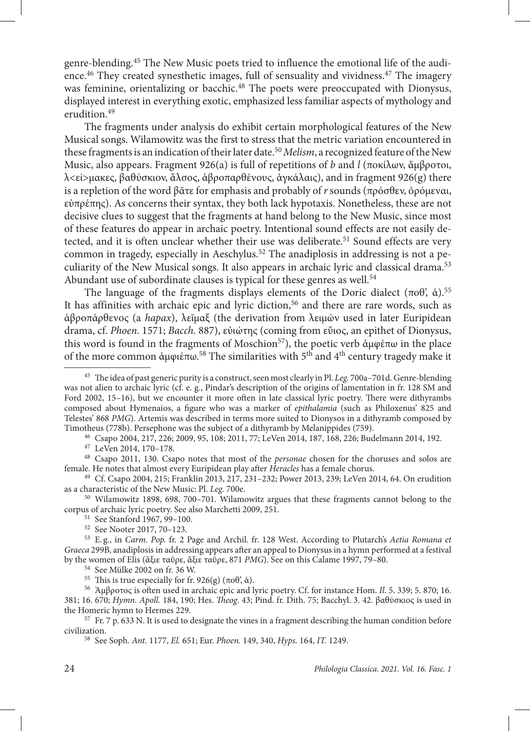genre-blending.[45] The New Music poets tried to influence the emotional life of the audience.[46] They created synesthetic images, full of sensuality and vividness.[47] The imagery was feminine, orientalizing or bacchic.[48] The poets were preoccupied with Dionysus, displayed interest in everything exotic, emphasized less familiar aspects of mythology and erudition.[49]

The fragments under analysis do exhibit certain morphological features of the New Musical songs. Wilamowitz was the first to stress that the metric variation encountered in these fragments is an indication of their later date.[50] *Melism*, a recognized feature of the New Music, also appears. Fragment 926(a) is full of repetitions of *b* and *l* (ποκίλων, ἄμβροτοι, λ<εί>μακες, βαθύσκιον, ἄλσος, ἀβροπαρθένους, ἀγκάλαις), and in fragment 926(g) there is a repletion of the word βᾶτε for emphasis and probably of *r* sounds (πρόσθεν, ὀρόμεναι, εὐπρέπης). As concerns their syntax, they both lack hypotaxis. Nonetheless, these are not decisive clues to suggest that the fragments at hand belong to the New Music, since most of these features do appear in archaic poetry. Intentional sound effects are not easily detected, and it is often unclear whether their use was deliberate.[51] Sound effects are very common in tragedy, especially in Aeschylus.[52] The anadiplosis in addressing is not a peculiarity of the New Musical songs. It also appears in archaic lyric and classical drama.[53] Abundant use of subordinate clauses is typical for these genres as well.[54]

The language of the fragments displays elements of the Doric dialect (ποθ', ἁ).[55] It has affinities with archaic epic and lyric diction,[56] and there are rare words, such as ἀβροπάρθενος (a *hapax*), λεῖμαξ (the derivation from λειμών used in later Euripidean drama, cf. *Phoen.* 1571; *Bacch.* 887), εὐιώτης (coming from εὔιος, an epithet of Dionysus, this word is found in the fragments of Moschion[57]), the poetic verb ἀμφέπω in the place of the more common ἀμφιέπω.[58] The similarities with 5th and 4th century tragedy make it

---

[45] The idea of past generic purity is a construct, seen most clearly in Pl. *Leg.* 700a–701d. Genre-blending was not alien to archaic lyric (cf. e. g., Pindar's description of the origins of lamentation in fr. 128 SM and Ford 2002, 15–16), but we encounter it more often in late classical lyric poetry. There were dithyrambs composed about Hymenaios, a figure who was a marker of *epithalamia* (such as Philoxenus' 825 and Telestes' 868 *PMG*). Artemis was described in terms more suited to Dionysos in a dithyramb composed by Timotheus (778b). Persephone was the subject of a dithyramb by Melanippides (759).

[46] Csapo 2004, 217, 226; 2009, 95, 108; 2011, 77; LeVen 2014, 187, 168, 226; Budelmann 2014, 192.

[47] LeVen 2014, 170–178.

[48] Csapo 2011, 130. Csapo notes that most of the *personae* chosen for the choruses and solos are female. He notes that almost every Euripidean play after *Heracles* has a female chorus.

[49] Cf. Csapo 2004, 215; Franklin 2013, 217, 231–232; Power 2013, 239; LeVen 2014, 64. On erudition as a characteristic of the New Music: Pl. *Leg.* 700e.

[50] Wilamowitz 1898, 698, 700–701. Wilamowitz argues that these fragments cannot belong to the corpus of archaic lyric poetry. See also Marchetti 2009, 251.

[51] See Stanford 1967, 99–100.

[52] See Nooter 2017, 70–123.

[53] E.g., in *Carm. Pop.* fr. 2 Page and Archil. fr. 128 West. According to Plutarch's *Aetia Romana et Graeca* 299B, anadiplosis in addressing appears after an appeal to Dionysus in a hymn performed at a festival by the women of Elis (ἄξιε ταῦρε, ἄξιε ταῦρε, 871 *PMG*). See on this Calame 1997, 79–80.

[54] See Mülke 2002 on fr. 36 W.

[55] This is true especially for fr. 926(g) (ποθ', ἁ).

[56] Ἄμβροτος is often used in archaic epic and lyric poetry. Cf. for instance Hom. *Il.* 5. 339; 5. 870; 16. 381; 16. 670; *Hymn. Apoll.* 184, 190; Hes. *Theog.* 43; Pind. fr. Dith. 75; Bacchyl. 3. 42. βαθύσκιος is used in the Homeric hymn to Hermes 229.

[57] Fr. 7 p. 633 N. It is used to designate the vines in a fragment describing the human condition before civilization.

[58] See Soph. *Ant.* 1177, *El.* 651; Eur. *Phoen.* 149, 340, *Hyps.* 164, *IT.* 1249.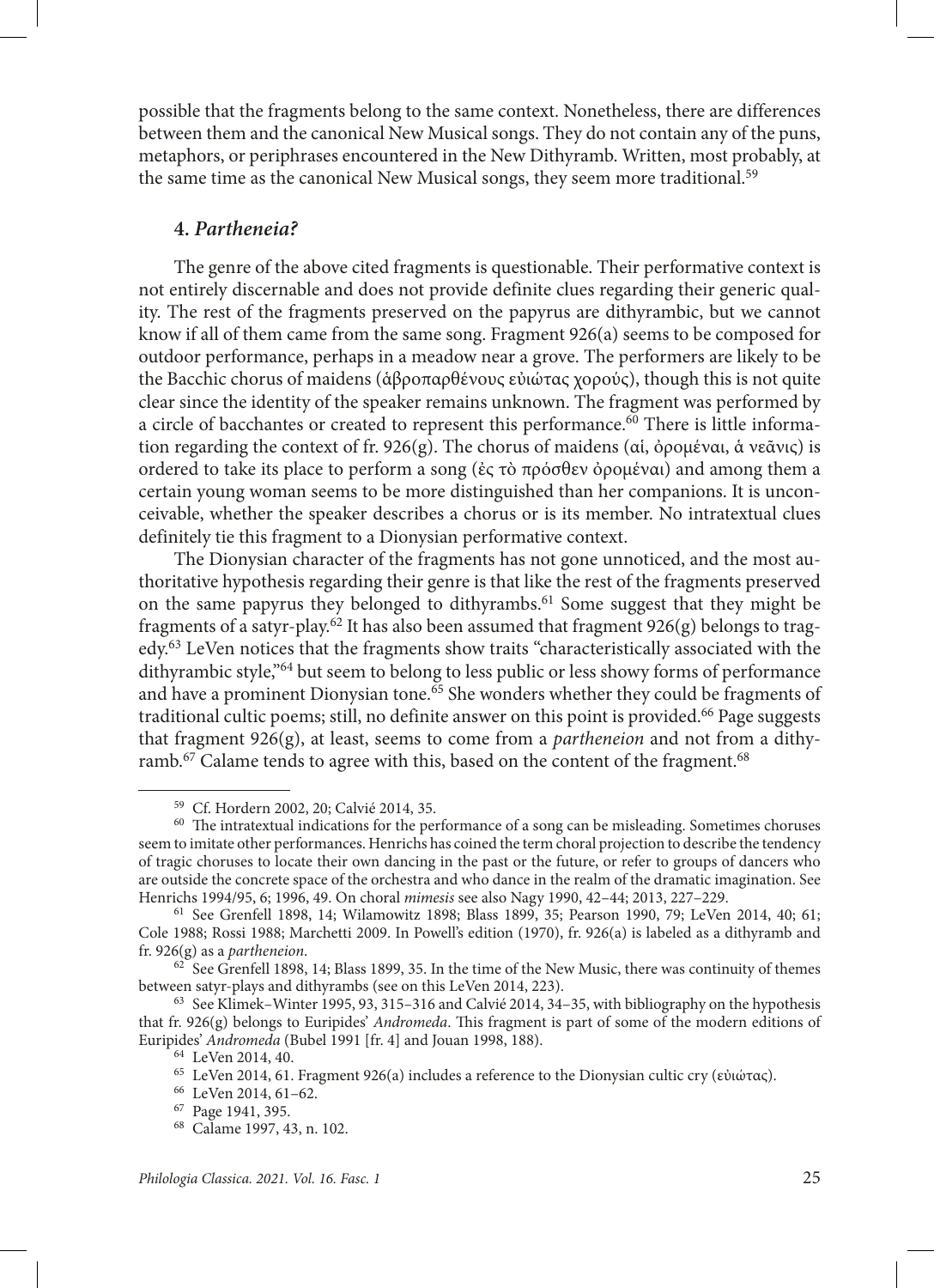possible that the fragments belong to the same context. Nonetheless, there are differences between them and the canonical New Musical songs. They do not contain any of the puns, metaphors, or periphrases encountered in the New Dithyramb. Written, most probably, at the same time as the canonical New Musical songs, they seem more traditional.[59]

## 4. *Partheneia?*

The genre of the above cited fragments is questionable. Their performative context is not entirely discernable and does not provide definite clues regarding their generic quality. The rest of the fragments preserved on the papyrus are dithyrambic, but we cannot know if all of them came from the same song. Fragment 926(a) seems to be composed for outdoor performance, perhaps in a meadow near a grove. The performers are likely to be the Bacchic chorus of maidens (ἀβροπαρθένους εὐιώτας χορούς), though this is not quite clear since the identity of the speaker remains unknown. The fragment was performed by a circle of bacchantes or created to represent this performance.[60] There is little information regarding the context of fr. 926(g). The chorus of maidens (αἱ, ὀρομέναι, ἁ νεᾶνις) is ordered to take its place to perform a song (ἐς τὸ πρόσθεν ὀρομέναι) and among them a certain young woman seems to be more distinguished than her companions. It is unconceivable, whether the speaker describes a chorus or is its member. No intratextual clues definitely tie this fragment to a Dionysian performative context.

The Dionysian character of the fragments has not gone unnoticed, and the most authoritative hypothesis regarding their genre is that like the rest of the fragments preserved on the same papyrus they belonged to dithyrambs.[61] Some suggest that they might be fragments of a satyr-play.[62] It has also been assumed that fragment 926(g) belongs to tragedy.[63] LeVen notices that the fragments show traits "characteristically associated with the dithyrambic style,"[64] but seem to belong to less public or less showy forms of performance and have a prominent Dionysian tone.[65] She wonders whether they could be fragments of traditional cultic poems; still, no definite answer on this point is provided.[66] Page suggests that fragment 926(g), at least, seems to come from a *partheneion* and not from a dithyramb.[67] Calame tends to agree with this, based on the content of the fragment.[68]

---

[59] Cf. Hordern 2002, 20; Calvié 2014, 35.

[60] The intratextual indications for the performance of a song can be misleading. Sometimes choruses seem to imitate other performances. Henrichs has coined the term choral projection to describe the tendency of tragic choruses to locate their own dancing in the past or the future, or refer to groups of dancers who are outside the concrete space of the orchestra and who dance in the realm of the dramatic imagination. See Henrichs 1994/95, 6; 1996, 49. On choral *mimesis* see also Nagy 1990, 42–44; 2013, 227–229.

[61] See Grenfell 1898, 14; Wilamowitz 1898; Blass 1899, 35; Pearson 1990, 79; LeVen 2014, 40; 61; Cole 1988; Rossi 1988; Marchetti 2009. In Powell's edition (1970), fr. 926(a) is labeled as a dithyramb and fr. 926(g) as a *partheneion*.

[62] See Grenfell 1898, 14; Blass 1899, 35. In the time of the New Music, there was continuity of themes between satyr-plays and dithyrambs (see on this LeVen 2014, 223).

[63] See Klimek–Winter 1995, 93, 315–316 and Calvié 2014, 34–35, with bibliography on the hypothesis that fr. 926(g) belongs to Euripides' *Andromeda*. This fragment is part of some of the modern editions of Euripides' *Andromeda* (Bubel 1991 [fr. 4] and Jouan 1998, 188).

[64] LeVen 2014, 40.

[65] LeVen 2014, 61. Fragment 926(a) includes a reference to the Dionysian cultic cry (εὐιώτας).

[66] LeVen 2014, 61–62.

[67] Page 1941, 395.

[68] Calame 1997, 43, n. 102.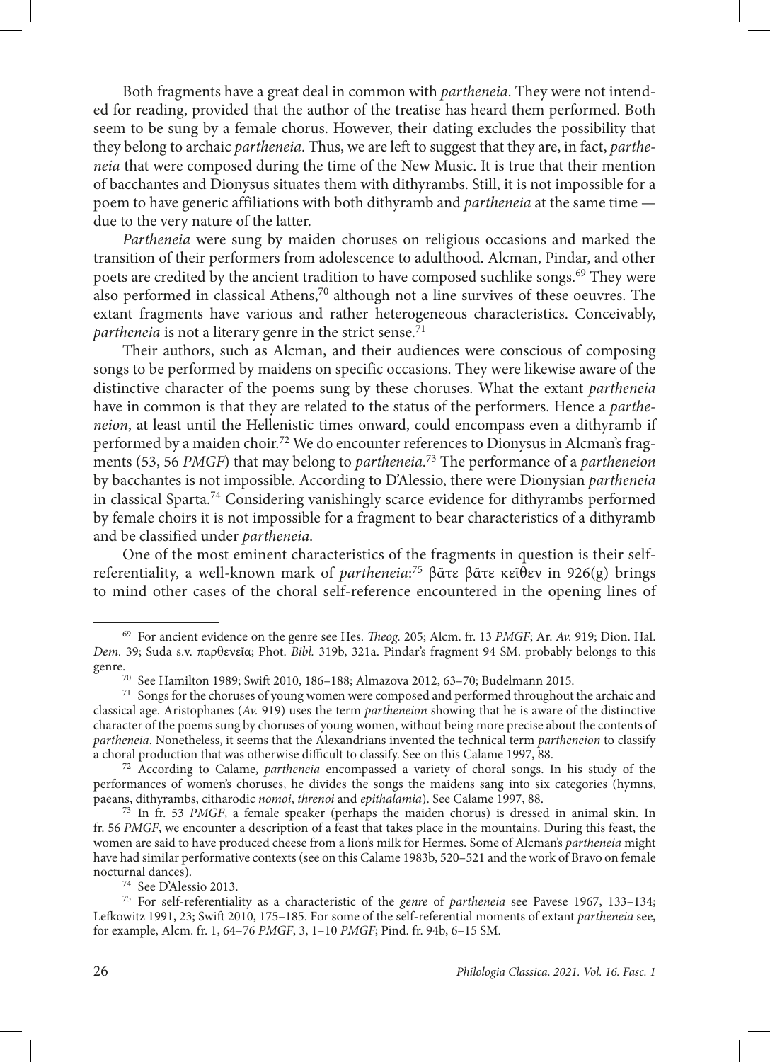Both fragments have a great deal in common with *partheneia*. They were not intended for reading, provided that the author of the treatise has heard them performed. Both seem to be sung by a female chorus. However, their dating excludes the possibility that they belong to archaic *partheneia*. Thus, we are left to suggest that they are, in fact, *partheneia* that were composed during the time of the New Music. It is true that their mention of bacchantes and Dionysus situates them with dithyrambs. Still, it is not impossible for a poem to have generic affiliations with both dithyramb and *partheneia* at the same time — due to the very nature of the latter.

*Partheneia* were sung by maiden choruses on religious occasions and marked the transition of their performers from adolescence to adulthood. Alcman, Pindar, and other poets are credited by the ancient tradition to have composed suchlike songs.[69] They were also performed in classical Athens,[70] although not a line survives of these oeuvres. The extant fragments have various and rather heterogeneous characteristics. Conceivably, *partheneia* is not a literary genre in the strict sense.[71]

Their authors, such as Alcman, and their audiences were conscious of composing songs to be performed by maidens on specific occasions. They were likewise aware of the distinctive character of the poems sung by these choruses. What the extant *partheneia* have in common is that they are related to the status of the performers. Hence a *partheneion*, at least until the Hellenistic times onward, could encompass even a dithyramb if performed by a maiden choir.[72] We do encounter references to Dionysus in Alcman's fragments (53, 56 *PMGF*) that may belong to *partheneia*.[73] The performance of a *partheneion* by bacchantes is not impossible. According to D'Alessio, there were Dionysian *partheneia* in classical Sparta.[74] Considering vanishingly scarce evidence for dithyrambs performed by female choirs it is not impossible for a fragment to bear characteristics of a dithyramb and be classified under *partheneia*.

One of the most eminent characteristics of the fragments in question is their self-referentiality, a well-known mark of *partheneia*:[75] βᾶτε βᾶτε κεῖθεν in 926(g) brings to mind other cases of the choral self-reference encountered in the opening lines of

---

[69] For ancient evidence on the genre see Hes. *Theog.* 205; Alcm. fr. 13 *PMGF*; Ar. *Av.* 919; Dion. Hal. *Dem.* 39; Suda s.v. παρθενεῖα; Phot. *Bibl.* 319b, 321a. Pindar's fragment 94 SM. probably belongs to this genre.

[70] See Hamilton 1989; Swift 2010, 186–188; Almazova 2012, 63–70; Budelmann 2015.

[71] Songs for the choruses of young women were composed and performed throughout the archaic and classical age. Aristophanes (*Av.* 919) uses the term *partheneion* showing that he is aware of the distinctive character of the poems sung by choruses of young women, without being more precise about the contents of *partheneia*. Nonetheless, it seems that the Alexandrians invented the technical term *partheneion* to classify a choral production that was otherwise difficult to classify. See on this Calame 1997, 88.

[72] According to Calame, *partheneia* encompassed a variety of choral songs. In his study of the performances of women's choruses, he divides the songs the maidens sang into six categories (hymns, paeans, dithyrambs, citharodic *nomoi*, *threnoi* and *epithalamia*). See Calame 1997, 88.

[73] In fr. 53 *PMGF*, a female speaker (perhaps the maiden chorus) is dressed in animal skin. In fr. 56 *PMGF*, we encounter a description of a feast that takes place in the mountains. During this feast, the women are said to have produced cheese from a lion's milk for Hermes. Some of Alcman's *partheneia* might have had similar performative contexts (see on this Calame 1983b, 520–521 and the work of Bravo on female nocturnal dances).

[74] See D'Alessio 2013.

[75] For self-referentiality as a characteristic of the *genre* of *partheneia* see Pavese 1967, 133–134; Lefkowitz 1991, 23; Swift 2010, 175–185. For some of the self-referential moments of extant *partheneia* see, for example, Alcm. fr. 1, 64–76 *PMGF*, 3, 1–10 *PMGF*; Pind. fr. 94b, 6–15 SM.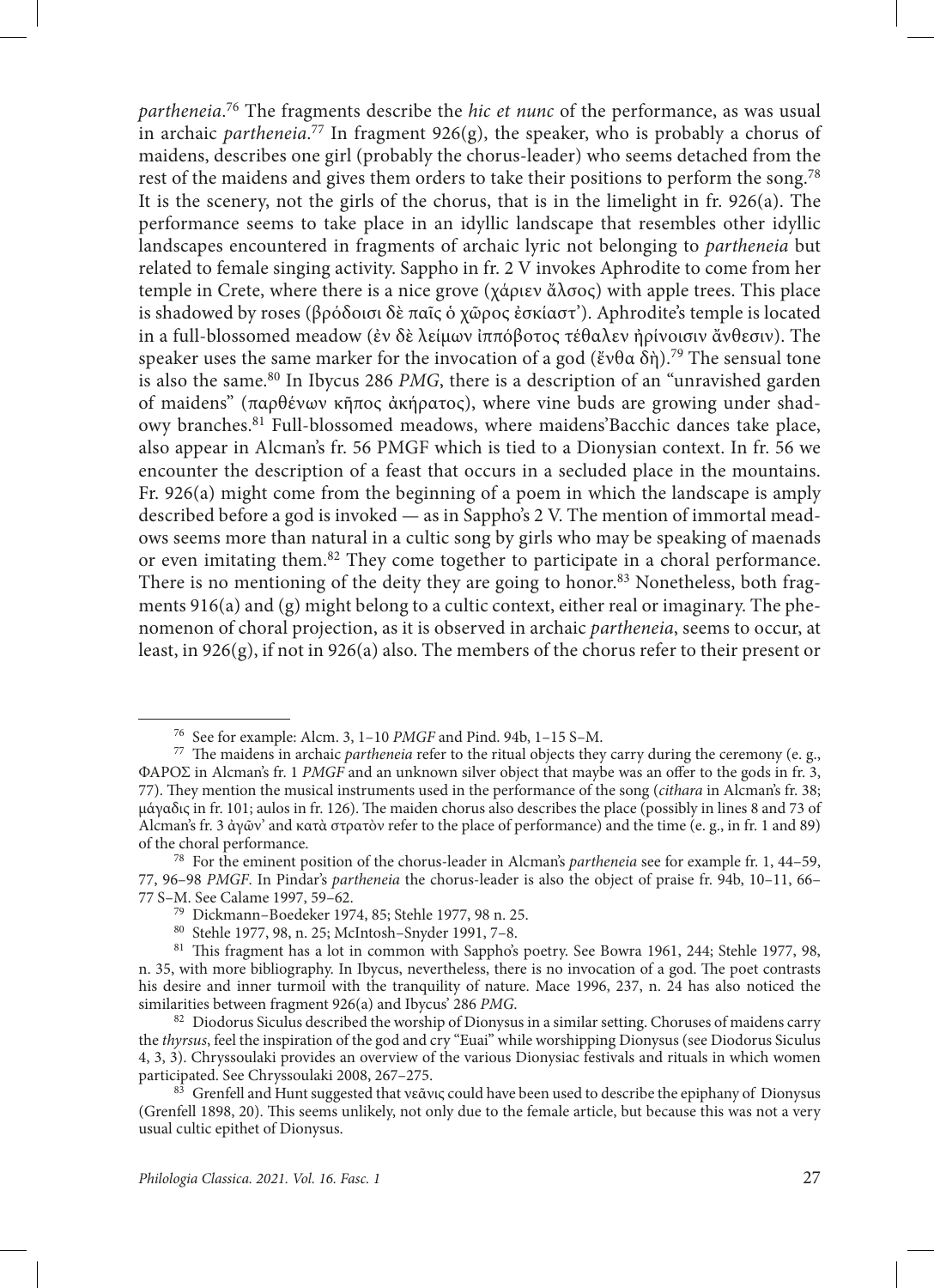*partheneia*.[76] The fragments describe the *hic et nunc* of the performance, as was usual in archaic *partheneia*.[77] In fragment 926(g), the speaker, who is probably a chorus of maidens, describes one girl (probably the chorus-leader) who seems detached from the rest of the maidens and gives them orders to take their positions to perform the song.[78] It is the scenery, not the girls of the chorus, that is in the limelight in fr. 926(a). The performance seems to take place in an idyllic landscape that resembles other idyllic landscapes encountered in fragments of archaic lyric not belonging to *partheneia* but related to female singing activity. Sappho in fr. 2 V invokes Aphrodite to come from her temple in Crete, where there is a nice grove (χάριεν ἄλσος) with apple trees. This place is shadowed by roses (βρόδοισι δὲ παῖς ὁ χῶρος ἐσκίαστ'). Aphrodite's temple is located in a full-blossomed meadow (ἐν δὲ λείμων ἰππόβοτος τέθαλεν ἠρίνοισιν ἄνθεσιν). The speaker uses the same marker for the invocation of a god (ἔνθα δὴ).[79] The sensual tone is also the same.[80] In Ibycus 286 *PMG*, there is a description of an "unravished garden of maidens" (παρθένων κῆπος ἀκήρατος), where vine buds are growing under shadowy branches.[81] Full-blossomed meadows, where maidens'Bacchic dances take place, also appear in Alcman's fr. 56 PMGF which is tied to a Dionysian context. In fr. 56 we encounter the description of a feast that occurs in a secluded place in the mountains. Fr. 926(a) might come from the beginning of a poem in which the landscape is amply described before a god is invoked — as in Sappho's 2 V. The mention of immortal meadows seems more than natural in a cultic song by girls who may be speaking of maenads or even imitating them.[82] They come together to participate in a choral performance. There is no mentioning of the deity they are going to honor.[83] Nonetheless, both fragments 916(a) and (g) might belong to a cultic context, either real or imaginary. The phenomenon of choral projection, as it is observed in archaic *partheneia*, seems to occur, at least, in 926(g), if not in 926(a) also. The members of the chorus refer to their present or

---

[76] See for example: Alcm. 3, 1–10 *PMGF* and Pind. 94b, 1–15 S–M.

[77] The maidens in archaic *partheneia* refer to the ritual objects they carry during the ceremony (e. g., ΦΑΡΟΣ in Alcman's fr. 1 *PMGF* and an unknown silver object that maybe was an offer to the gods in fr. 3, 77). They mention the musical instruments used in the performance of the song (*cithara* in Alcman's fr. 38; μάγαδις in fr. 101; aulos in fr. 126). The maiden chorus also describes the place (possibly in lines 8 and 73 of Alcman's fr. 3 ἀγῶν' and κατὰ στρατὸν refer to the place of performance) and the time (e. g., in fr. 1 and 89) of the choral performance.

[78] For the eminent position of the chorus-leader in Alcman's *partheneia* see for example fr. 1, 44–59, 77, 96–98 *PMGF*. In Pindar's *partheneia* the chorus-leader is also the object of praise fr. 94b, 10–11, 66–77 S–M. See Calame 1997, 59–62.

[79] Dickmann–Boedeker 1974, 85; Stehle 1977, 98 n. 25.

[80] Stehle 1977, 98, n. 25; McIntosh–Snyder 1991, 7–8.

[81] This fragment has a lot in common with Sappho's poetry. See Bowra 1961, 244; Stehle 1977, 98, n. 35, with more bibliography. In Ibycus, nevertheless, there is no invocation of a god. The poet contrasts his desire and inner turmoil with the tranquility of nature. Mace 1996, 237, n. 24 has also noticed the similarities between fragment 926(a) and Ibycus' 286 *PMG*.

[82] Diodorus Siculus described the worship of Dionysus in a similar setting. Choruses of maidens carry the *thyrsus*, feel the inspiration of the god and cry "Euai" while worshipping Dionysus (see Diodorus Siculus 4, 3, 3). Chryssoulaki provides an overview of the various Dionysiac festivals and rituals in which women participated. See Chryssoulaki 2008, 267–275.

[83] Grenfell and Hunt suggested that νεᾶνις could have been used to describe the epiphany of Dionysus (Grenfell 1898, 20). This seems unlikely, not only due to the female article, but because this was not a very usual cultic epithet of Dionysus.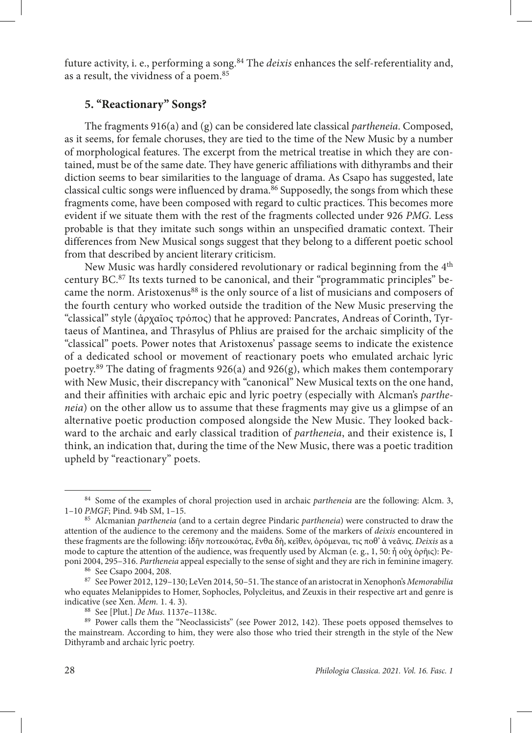future activity, i. e., performing a song.[84] The *deixis* enhances the self-referentiality and, as a result, the vividness of a poem.[85]

## 5. "Reactionary" Songs?

The fragments 916(a) and (g) can be considered late classical *partheneia*. Composed, as it seems, for female choruses, they are tied to the time of the New Music by a number of morphological features. The excerpt from the metrical treatise in which they are contained, must be of the same date. They have generic affiliations with dithyrambs and their diction seems to bear similarities to the language of drama. As Csapo has suggested, late classical cultic songs were influenced by drama.[86] Supposedly, the songs from which these fragments come, have been composed with regard to cultic practices. This becomes more evident if we situate them with the rest of the fragments collected under 926 *PMG*. Less probable is that they imitate such songs within an unspecified dramatic context. Their differences from New Musical songs suggest that they belong to a different poetic school from that described by ancient literary criticism.

New Music was hardly considered revolutionary or radical beginning from the 4th century BC.[87] Its texts turned to be canonical, and their "programmatic principles" became the norm. Aristoxenus[88] is the only source of a list of musicians and composers of the fourth century who worked outside the tradition of the New Music preserving the "classical" style (ἀρχαῖος τρόπος) that he approved: Pancrates, Andreas of Corinth, Tyrtaeus of Mantinea, and Thrasylus of Phlius are praised for the archaic simplicity of the "classical" poets. Power notes that Aristoxenus' passage seems to indicate the existence of a dedicated school or movement of reactionary poets who emulated archaic lyric poetry.[89] The dating of fragments 926(a) and 926(g), which makes them contemporary with New Music, their discrepancy with "canonical" New Musical texts on the one hand, and their affinities with archaic epic and lyric poetry (especially with Alcman's *partheneia*) on the other allow us to assume that these fragments may give us a glimpse of an alternative poetic production composed alongside the New Music. They looked backward to the archaic and early classical tradition of *partheneia*, and their existence is, I think, an indication that, during the time of the New Music, there was a poetic tradition upheld by "reactionary" poets.

---

[84] Some of the examples of choral projection used in archaic *partheneia* are the following: Alcm. 3, 1–10 *PMGF*; Pind. 94b SM, 1–15.

[85] Alcmanian *partheneia* (and to a certain degree Pindaric *partheneia*) were constructed to draw the attention of the audience to the ceremony and the maidens. Some of the markers of *deixis* encountered in these fragments are the following: ἰδῆν ποτεοικότας, ἔνθα δὴ, κεῖθεν, ὀρόμεναι, τις ποθ' ἁ νεᾶνις. *Deixis* as a mode to capture the attention of the audience, was frequently used by Alcman (e. g., 1, 50: ἦ οὐχ ὁρῆις): Peponi 2004, 295–316. *Partheneia* appeal especially to the sense of sight and they are rich in feminine imagery.

[86] See Csapo 2004, 208.

[87] See Power 2012, 129–130; LeVen 2014, 50–51. The stance of an aristocrat in Xenophon's *Memorabilia* who equates Melanippides to Homer, Sophocles, Polycleitus, and Zeuxis in their respective art and genre is indicative (see Xen. *Mem.* 1. 4. 3).

[88] See [Plut.] *De Mus.* 1137e–1138c.

[89] Power calls them the "Neoclassicists" (see Power 2012, 142). These poets opposed themselves to the mainstream. According to him, they were also those who tried their strength in the style of the New Dithyramb and archaic lyric poetry.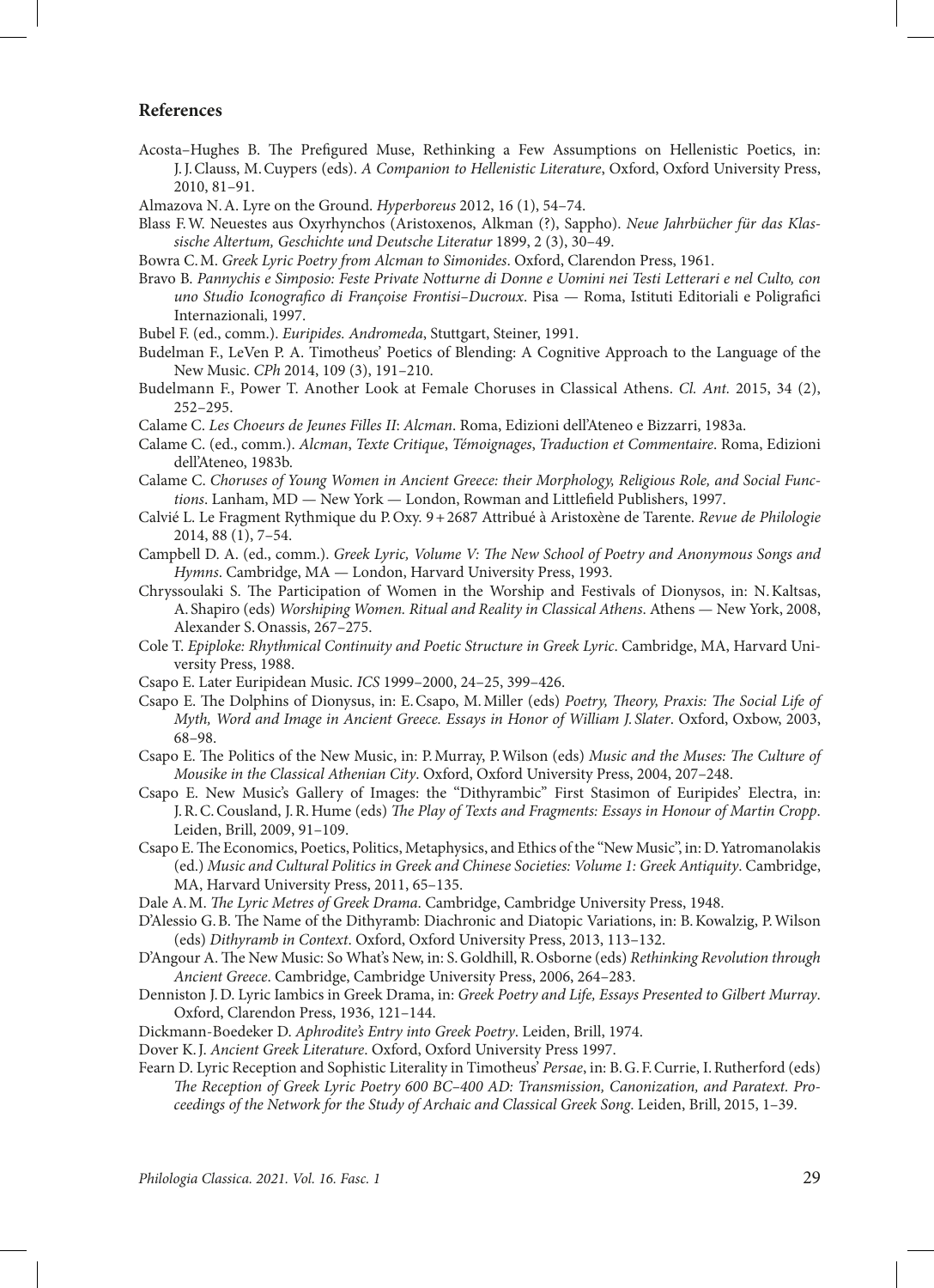## References

Acosta–Hughes B. The Prefigured Muse, Rethinking a Few Assumptions on Hellenistic Poetics, in: J. J. Clauss, M. Cuypers (eds). *A Companion to Hellenistic Literature*, Oxford, Oxford University Press, 2010, 81–91.

Almazova N. A. Lyre on the Ground. *Hyperboreus* 2012, 16 (1), 54–74.

Blass F. W. Neuestes aus Oxyrhynchos (Aristoxenos, Alkman (?), Sappho). *Neue Jahrbücher für das Klassische Altertum, Geschichte und Deutsche Literatur* 1899, 2 (3), 30–49.

Bowra C. M. *Greek Lyric Poetry from Alcman to Simonides*. Oxford, Clarendon Press, 1961.

Bravo B. *Pannychis e Simposio: Feste Private Notturne di Donne e Uomini nei Testi Letterari e nel Culto, con uno Studio Iconografico di Françoise Frontisi–Ducroux*. Pisa — Roma, Istituti Editoriali e Poligrafici Internazionali, 1997.

Bubel F. (ed., comm.). *Euripides. Andromeda*, Stuttgart, Steiner, 1991.

Budelman F., LeVen P. A. Timotheus' Poetics of Blending: A Cognitive Approach to the Language of the New Music. *CPh* 2014, 109 (3), 191–210.

Budelmann F., Power T. Another Look at Female Choruses in Classical Athens. *Cl. Ant.* 2015, 34 (2), 252–295.

Calame C. *Les Choeurs de Jeunes Filles II*: *Alcman*. Roma, Edizioni dell'Ateneo e Bizzarri, 1983a.

Calame C. (ed., comm.). *Alcman*, *Texte Critique*, *Témoignages*, *Traduction et Commentaire*. Roma, Edizioni dell'Ateneo, 1983b.

Calame C. *Choruses of Young Women in Ancient Greece: their Morphology, Religious Role, and Social Functions*. Lanham, MD — New York — London, Rowman and Littlefield Publishers, 1997.

Calvié L. Le Fragment Rythmique du P. Oxy. 9 + 2687 Attribué à Aristoxène de Tarente. *Revue de Philologie* 2014, 88 (1), 7–54.

Campbell D. A. (ed., comm.). *Greek Lyric, Volume V: The New School of Poetry and Anonymous Songs and Hymns*. Cambridge, MA — London, Harvard University Press, 1993.

Chryssoulaki S. The Participation of Women in the Worship and Festivals of Dionysos, in: N. Kaltsas, A. Shapiro (eds) *Worshiping Women. Ritual and Reality in Classical Athens*. Athens — New York, 2008, Alexander S. Onassis, 267–275.

Cole T. *Epiploke: Rhythmical Continuity and Poetic Structure in Greek Lyric*. Cambridge, MA, Harvard University Press, 1988.

Csapo E. Later Euripidean Music. *ICS* 1999–2000, 24–25, 399–426.

Csapo E. The Dolphins of Dionysus, in: E. Csapo, M. Miller (eds) *Poetry, Theory, Praxis: The Social Life of Myth, Word and Image in Ancient Greece. Essays in Honor of William J. Slater*. Oxford, Oxbow, 2003, 68–98.

Csapo E. The Politics of the New Music, in: P. Murray, P. Wilson (eds) *Music and the Muses: The Culture of Mousike in the Classical Athenian City*. Oxford, Oxford University Press, 2004, 207–248.

Csapo E. New Music's Gallery of Images: the "Dithyrambic" First Stasimon of Euripides' Electra, in: J. R. C. Cousland, J. R. Hume (eds) *The Play of Texts and Fragments: Essays in Honour of Martin Cropp*. Leiden, Brill, 2009, 91–109.

Csapo E. The Economics, Poetics, Politics, Metaphysics, and Ethics of the "New Music", in: D. Yatromanolakis (ed.) *Music and Cultural Politics in Greek and Chinese Societies: Volume 1: Greek Antiquity*. Cambridge, MA, Harvard University Press, 2011, 65–135.

Dale A. M. *The Lyric Metres of Greek Drama*. Cambridge, Cambridge University Press, 1948.

D'Alessio G. B. The Name of the Dithyramb: Diachronic and Diatopic Variations, in: B. Kowalzig, P. Wilson (eds) *Dithyramb in Context*. Oxford, Oxford University Press, 2013, 113–132.

D'Angour A. The New Music: So What's New, in: S. Goldhill, R. Osborne (eds) *Rethinking Revolution through Ancient Greece*. Cambridge, Cambridge University Press, 2006, 264–283.

Denniston J. D. Lyric Iambics in Greek Drama, in: *Greek Poetry and Life, Essays Presented to Gilbert Murray*. Oxford, Clarendon Press, 1936, 121–144.

Dickmann-Boedeker D. *Aphrodite's Entry into Greek Poetry*. Leiden, Brill, 1974.

Dover K. J. *Ancient Greek Literature*. Oxford, Oxford University Press 1997.

Fearn D. Lyric Reception and Sophistic Literality in Timotheus' *Persae*, in: B. G. F. Currie, I. Rutherford (eds) *The Reception of Greek Lyric Poetry 600 BC–400 AD: Transmission, Canonization, and Paratext. Proceedings of the Network for the Study of Archaic and Classical Greek Song*. Leiden, Brill, 2015, 1–39.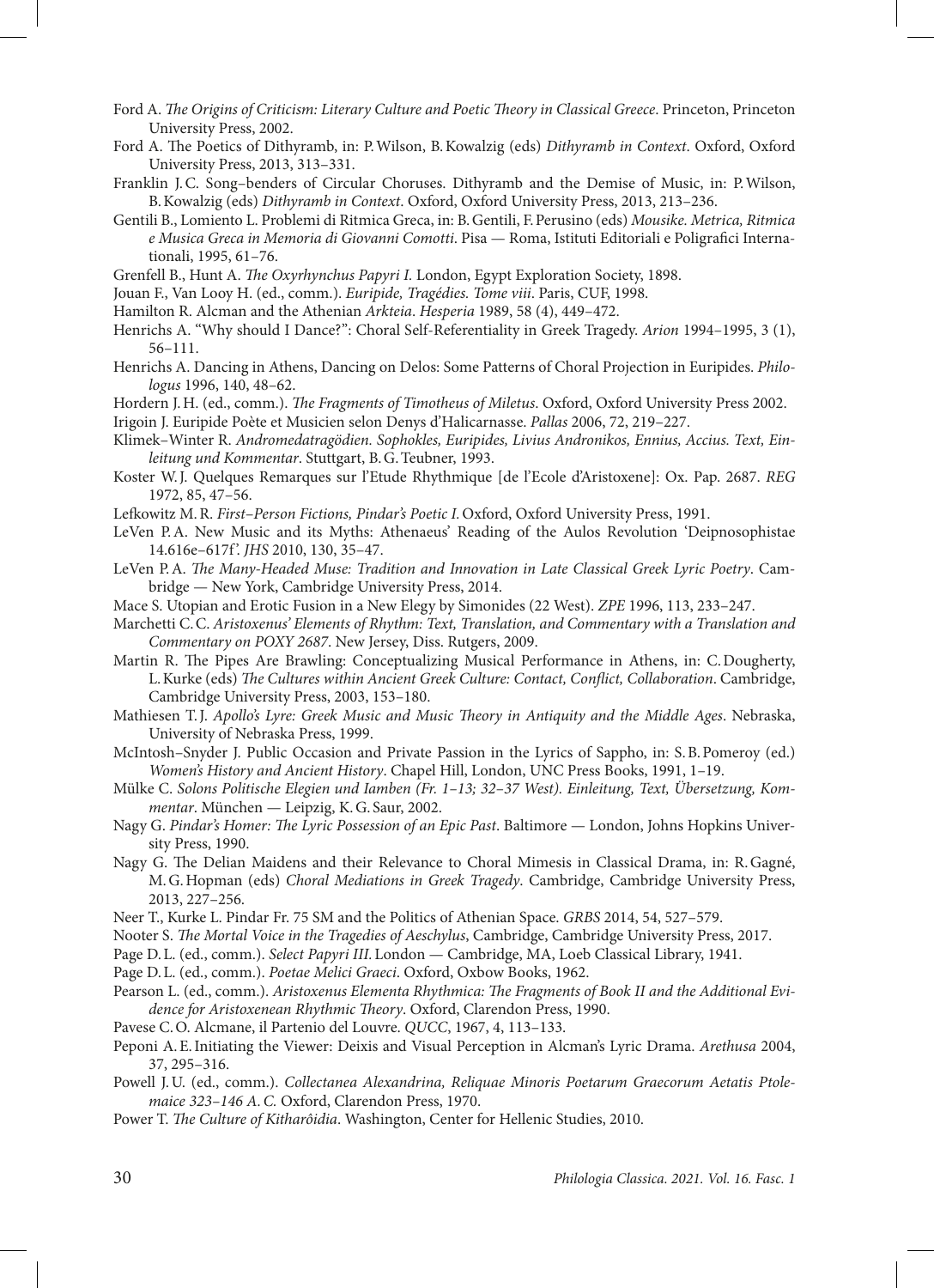Ford A. *The Origins of Criticism: Literary Culture and Poetic Theory in Classical Greece*. Princeton, Princeton University Press, 2002.

Ford A. The Poetics of Dithyramb, in: P. Wilson, B. Kowalzig (eds) *Dithyramb in Context*. Oxford, Oxford University Press, 2013, 313–331.

Franklin J. C. Song–benders of Circular Choruses. Dithyramb and the Demise of Music, in: P. Wilson, B. Kowalzig (eds) *Dithyramb in Context*. Oxford, Oxford University Press, 2013, 213–236.

Gentili B., Lomiento L. Problemi di Ritmica Greca, in: B. Gentili, F. Perusino (eds) *Mousike. Metrica, Ritmica e Musica Greca in Memoria di Giovanni Comotti*. Pisa — Roma, Istituti Editoriali e Poligrafici Internationali, 1995, 61–76.

Grenfell B., Hunt A. *The Oxyrhynchus Papyri I.* London, Egypt Exploration Society, 1898.

Jouan F., Van Looy H. (ed., comm.). *Euripide, Tragédies. Tome viii*. Paris, CUF, 1998.

Hamilton R. Alcman and the Athenian *Arkteia*. *Hesperia* 1989, 58 (4), 449–472.

Henrichs A. "Why should I Dance?": Choral Self-Referentiality in Greek Tragedy. *Arion* 1994–1995, 3 (1), 56–111.

Henrichs A. Dancing in Athens, Dancing on Delos: Some Patterns of Choral Projection in Euripides. *Philologus* 1996, 140, 48–62.

Hordern J. H. (ed., comm.). *The Fragments of Timotheus of Miletus*. Oxford, Oxford University Press 2002.

Irigoin J. Euripide Poète et Musicien selon Denys d'Halicarnasse. *Pallas* 2006, 72, 219–227.

Klimek–Winter R. *Andromedatragödien. Sophokles, Euripides, Livius Andronikos, Ennius, Accius. Text, Einleitung und Kommentar*. Stuttgart, B. G. Teubner, 1993.

Koster W. J. Quelques Remarques sur l'Etude Rhythmique [de l'Ecole d'Aristoxene]: Ox. Pap. 2687. *REG* 1972, 85, 47–56.

Lefkowitz M. R. *First–Person Fictions, Pindar's Poetic I.* Oxford, Oxford University Press, 1991.

LeVen P. A. New Music and its Myths: Athenaeus' Reading of the Aulos Revolution 'Deipnosophistae 14.616e–617f'. *JHS* 2010, 130, 35–47.

LeVen P. A. *The Many-Headed Muse: Tradition and Innovation in Late Classical Greek Lyric Poetry*. Cambridge — New York, Cambridge University Press, 2014.

Mace S. Utopian and Erotic Fusion in a New Elegy by Simonides (22 West). *ZPE* 1996, 113, 233–247.

Marchetti C. C. *Aristoxenus' Elements of Rhythm: Text, Translation, and Commentary with a Translation and Commentary on POXY 2687*. New Jersey, Diss. Rutgers, 2009.

Martin R. The Pipes Are Brawling: Conceptualizing Musical Performance in Athens, in: C. Dougherty, L. Kurke (eds) *The Cultures within Ancient Greek Culture: Contact, Conflict, Collaboration*. Cambridge, Cambridge University Press, 2003, 153–180.

Mathiesen T. J. *Apollo's Lyre: Greek Music and Music Theory in Antiquity and the Middle Ages*. Nebraska, University of Nebraska Press, 1999.

McIntosh–Snyder J. Public Occasion and Private Passion in the Lyrics of Sappho, in: S. B. Pomeroy (ed.) *Women's History and Ancient History*. Chapel Hill, London, UNC Press Books, 1991, 1–19.

Mülke C. *Solons Politische Elegien und Iamben (Fr. 1–13; 32–37 West). Einleitung, Text, Übersetzung, Kommentar*. München — Leipzig, K. G. Saur, 2002.

Nagy G. *Pindar's Homer: The Lyric Possession of an Epic Past*. Baltimore — London, Johns Hopkins University Press, 1990.

Nagy G. The Delian Maidens and their Relevance to Choral Mimesis in Classical Drama, in: R. Gagné, M. G. Hopman (eds) *Choral Mediations in Greek Tragedy*. Cambridge, Cambridge University Press, 2013, 227–256.

Neer T., Kurke L. Pindar Fr. 75 SM and the Politics of Athenian Space. *GRBS* 2014, 54, 527–579.

Nooter S. *The Mortal Voice in the Tragedies of Aeschylus*, Cambridge, Cambridge University Press, 2017.

Page D. L. (ed., comm.). *Select Papyri III.* London — Cambridge, MA, Loeb Classical Library, 1941.

Page D. L. (ed., comm.). *Poetae Melici Graeci*. Oxford, Oxbow Books, 1962.

Pearson L. (ed., comm.). *Aristoxenus Elementa Rhythmica: The Fragments of Book II and the Additional Evidence for Aristoxenean Rhythmic Theory*. Oxford, Clarendon Press, 1990.

Pavese C. O. Alcmane, il Partenio del Louvre. *QUCC*, 1967, 4, 113–133.

Peponi A. E. Initiating the Viewer: Deixis and Visual Perception in Alcman's Lyric Drama. *Arethusa* 2004, 37, 295–316.

Powell J. U. (ed., comm.). *Collectanea Alexandrina, Reliquae Minoris Poetarum Graecorum Aetatis Ptolemaice 323–146 A. C.* Oxford, Clarendon Press, 1970.

Power T. *The Culture of Kitharôidia*. Washington, Center for Hellenic Studies, 2010.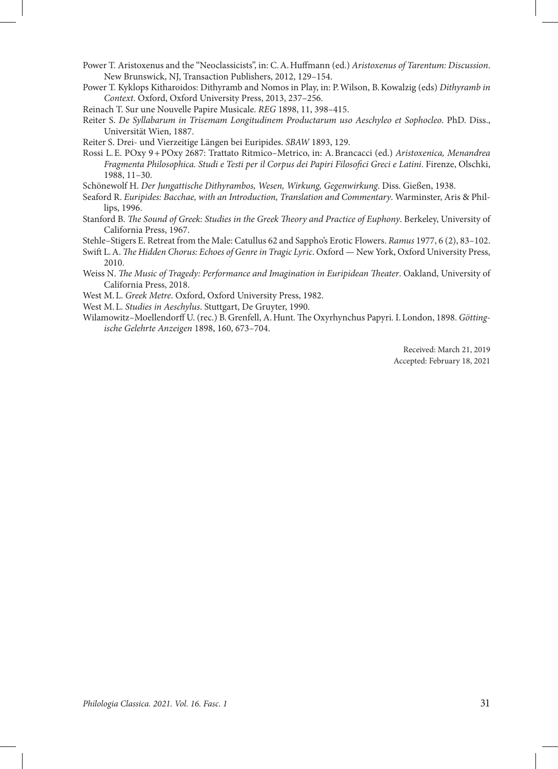Power T. Aristoxenus and the "Neoclassicists", in: C. A. Huffmann (ed.) *Aristoxenus of Tarentum: Discussion*. New Brunswick, NJ, Transaction Publishers, 2012, 129–154.

Power T. Kyklops Kitharoidos: Dithyramb and Nomos in Play, in: P. Wilson, B. Kowalzig (eds) *Dithyramb in Context*. Oxford, Oxford University Press, 2013, 237–256.

Reinach T. Sur une Nouvelle Papire Musicale. *REG* 1898, 11, 398–415.

Reiter S. *De Syllabarum in Trisemam Longitudinem Productarum uso Aeschyleo et Sophocleo*. PhD. Diss., Universität Wien, 1887.

Reiter S. Drei- und Vierzeitige Längen bei Euripides. *SBAW* 1893, 129.

Rossi L. E. POxy 9 + POxy 2687: Trattato Ritmico–Metrico, in: A. Brancacci (ed.) *Aristoxenica, Menandrea Fragmenta Philosophica. Studi e Testi per il Corpus dei Papiri Filosofici Greci e Latini*. Firenze, Olschki, 1988, 11–30.

Schönewolf H. *Der Jungattische Dithyrambos, Wesen, Wirkung, Gegenwirkung*. Diss. Gießen, 1938.

Seaford R. *Euripides: Bacchae, with an Introduction, Translation and Commentary*. Warminster, Aris & Phillips, 1996.

Stanford B. *The Sound of Greek: Studies in the Greek Theory and Practice of Euphony*. Berkeley, University of California Press, 1967.

Stehle–Stigers E. Retreat from the Male: Catullus 62 and Sappho's Erotic Flowers. *Ramus* 1977, 6 (2), 83–102.

Swift L. A. *The Hidden Chorus: Echoes of Genre in Tragic Lyric*. Oxford — New York, Oxford University Press, 2010.

Weiss N. *The Music of Tragedy: Performance and Imagination in Euripidean Theater*. Oakland, University of California Press, 2018.

West M. L. *Greek Metre*. Oxford, Oxford University Press, 1982.

West M. L. *Studies in Aeschylus*. Stuttgart, De Gruyter, 1990.

Wilamowitz–Moellendorff U. (rec.) B. Grenfell, A. Hunt. The Oxyrhynchus Papyri. I. London, 1898. *Göttingische Gelehrte Anzeigen* 1898, 160, 673–704.

Received: March 21, 2019
Accepted: February 18, 2021